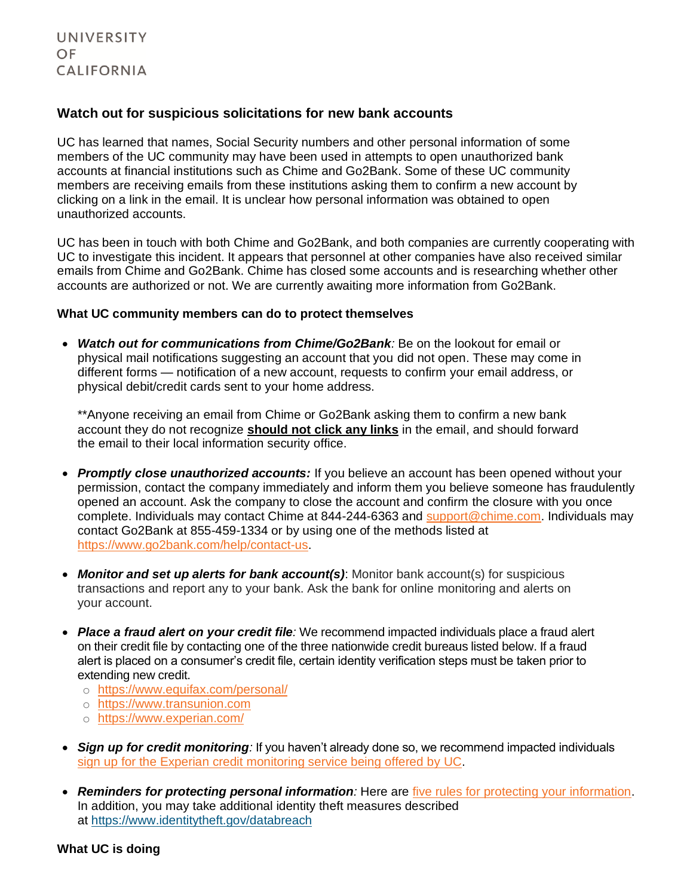UNIVERSITY
OF
CALIFORNIA

## Watch out for suspicious solicitations for new bank accounts

UC has learned that names, Social Security numbers and other personal information of some members of the UC community may have been used in attempts to open unauthorized bank accounts at financial institutions such as Chime and Go2Bank. Some of these UC community members are receiving emails from these institutions asking them to confirm a new account by clicking on a link in the email. It is unclear how personal information was obtained to open unauthorized accounts.

UC has been in touch with both Chime and Go2Bank, and both companies are currently cooperating with UC to investigate this incident. It appears that personnel at other companies have also received similar emails from Chime and Go2Bank. Chime has closed some accounts and is researching whether other accounts are authorized or not. We are currently awaiting more information from Go2Bank.

### What UC community members can do to protect themselves

- ***Watch out for communications from Chime/Go2Bank****:* Be on the lookout for email or physical mail notifications suggesting an account that you did not open. These may come in different forms — notification of a new account, requests to confirm your email address, or physical debit/credit cards sent to your home address.

  **Anyone receiving an email from Chime or Go2Bank asking them to confirm a new bank account they do not recognize **should not click any links** in the email, and should forward the email to their local information security office.

- ***Promptly close unauthorized accounts:*** If you believe an account has been opened without your permission, contact the company immediately and inform them you believe someone has fraudulently opened an account. Ask the company to close the account and confirm the closure with you once complete. Individuals may contact Chime at 844-244-6363 and support@chime.com. Individuals may contact Go2Bank at 855-459-1334 or by using one of the methods listed at https://www.go2bank.com/help/contact-us.

- ***Monitor and set up alerts for bank account(s)***: Monitor bank account(s) for suspicious transactions and report any to your bank. Ask the bank for online monitoring and alerts on your account.

- ***Place a fraud alert on your credit file****:* We recommend impacted individuals place a fraud alert on their credit file by contacting one of the three nationwide credit bureaus listed below. If a fraud alert is placed on a consumer's credit file, certain identity verification steps must be taken prior to extending new credit.
  - https://www.equifax.com/personal/
  - https://www.transunion.com
  - https://www.experian.com/

- ***Sign up for credit monitoring****:* If you haven't already done so, we recommend impacted individuals sign up for the Experian credit monitoring service being offered by UC.

- ***Reminders for protecting personal information****:* Here are five rules for protecting your information. In addition, you may take additional identity theft measures described at https://www.identitytheft.gov/databreach

### What UC is doing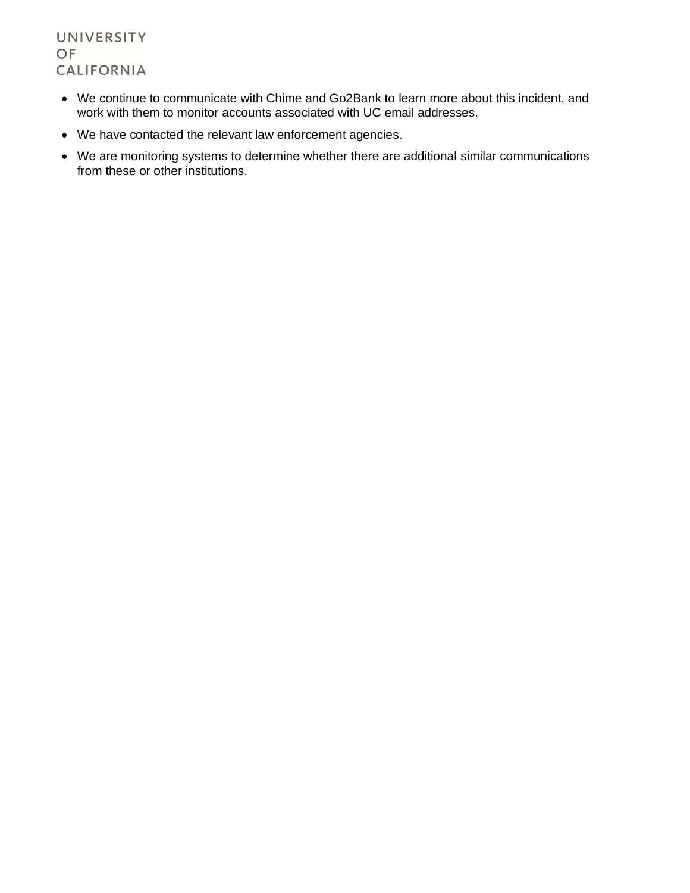- We continue to communicate with Chime and Go2Bank to learn more about this incident, and work with them to monitor accounts associated with UC email addresses.
- We have contacted the relevant law enforcement agencies.
- We are monitoring systems to determine whether there are additional similar communications from these or other institutions.